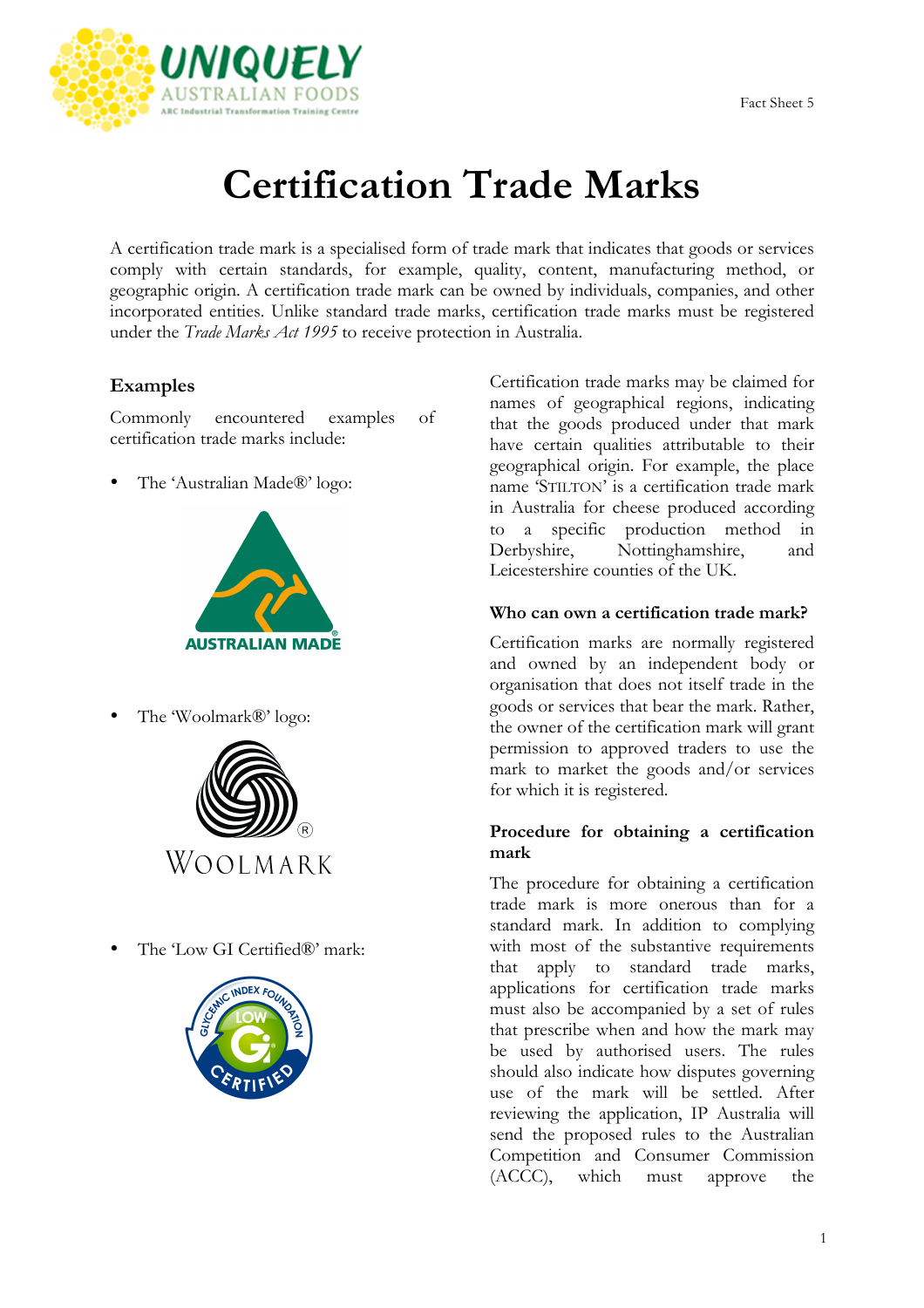# Certification Trade Marks

A certification trade mark is a specialised form of trade mark that indicates that goods or services comply with certain standards, for example, quality, content, manufacturing method, or geographic origin. A certification trade mark can be owned by individuals, companies, and other incorporated entities. Unlike standard trade marks, certification trade marks must be registered under the *Trade Marks Act 1995* to receive protection in Australia.

## Examples

Commonly encountered examples of certification trade marks include:

- The 'Australian Made®' logo:
- The 'Woolmark®' logo:
- The 'Low GI Certified®' mark:

Certification trade marks may be claimed for names of geographical regions, indicating that the goods produced under that mark have certain qualities attributable to their geographical origin. For example, the place name 'STILTON' is a certification trade mark in Australia for cheese produced according to a specific production method in Derbyshire, Nottinghamshire, and Leicestershire counties of the UK.

### Who can own a certification trade mark?

Certification marks are normally registered and owned by an independent body or organisation that does not itself trade in the goods or services that bear the mark. Rather, the owner of the certification mark will grant permission to approved traders to use the mark to market the goods and/or services for which it is registered.

### Procedure for obtaining a certification mark

The procedure for obtaining a certification trade mark is more onerous than for a standard mark. In addition to complying with most of the substantive requirements that apply to standard trade marks, applications for certification trade marks must also be accompanied by a set of rules that prescribe when and how the mark may be used by authorised users. The rules should also indicate how disputes governing use of the mark will be settled. After reviewing the application, IP Australia will send the proposed rules to the Australian Competition and Consumer Commission (ACCC), which must approve the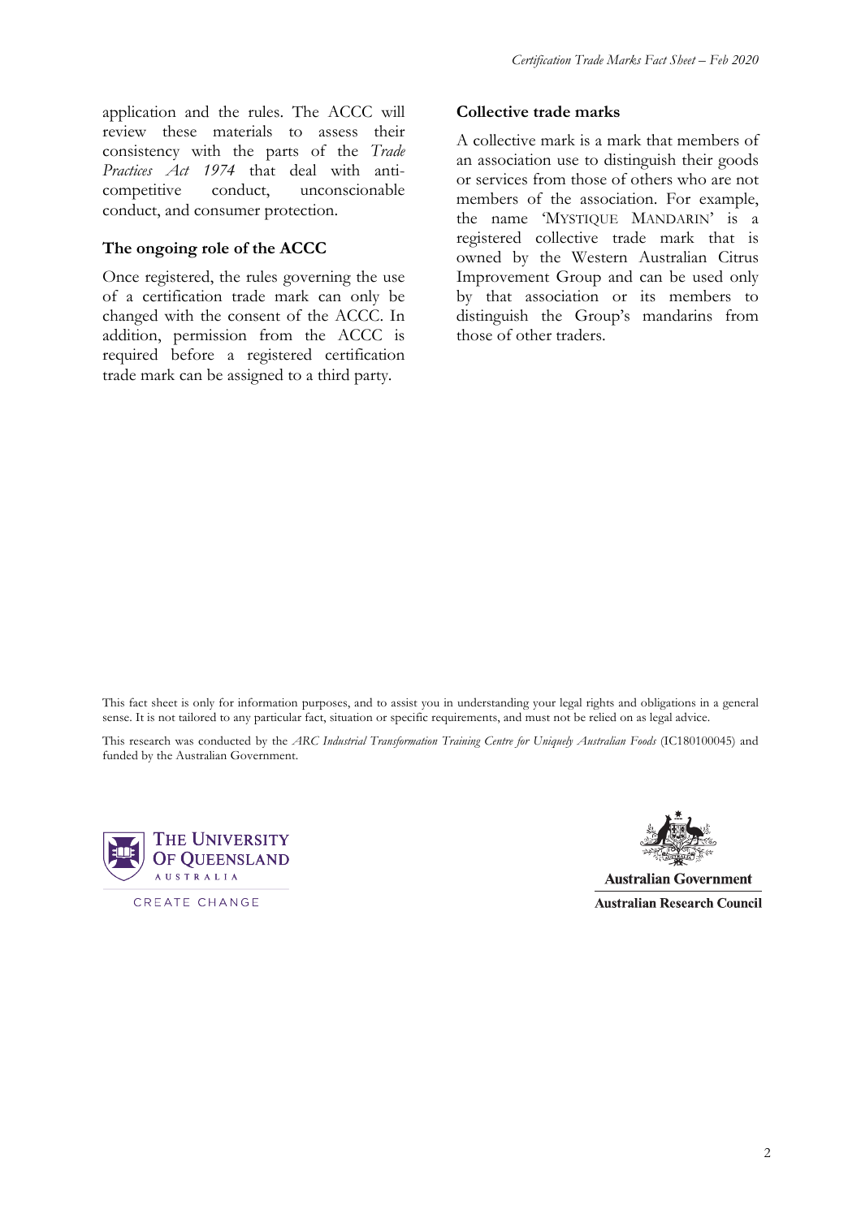application and the rules. The ACCC will review these materials to assess their consistency with the parts of the *Trade Practices Act 1974* that deal with anti-competitive conduct, unconscionable conduct, and consumer protection.

**The ongoing role of the ACCC**

Once registered, the rules governing the use of a certification trade mark can only be changed with the consent of the ACCC. In addition, permission from the ACCC is required before a registered certification trade mark can be assigned to a third party.

**Collective trade marks**

A collective mark is a mark that members of an association use to distinguish their goods or services from those of others who are not members of the association. For example, the name 'MYSTIQUE MANDARIN' is a registered collective trade mark that is owned by the Western Australian Citrus Improvement Group and can be used only by that association or its members to distinguish the Group's mandarins from those of other traders.

This fact sheet is only for information purposes, and to assist you in understanding your legal rights and obligations in a general sense. It is not tailored to any particular fact, situation or specific requirements, and must not be relied on as legal advice.

This research was conducted by the *ARC Industrial Transformation Training Centre for Uniquely Australian Foods* (IC180100045) and funded by the Australian Government.

THE UNIVERSITY OF QUEENSLAND AUSTRALIA

CREATE CHANGE

Australian Government

Australian Research Council